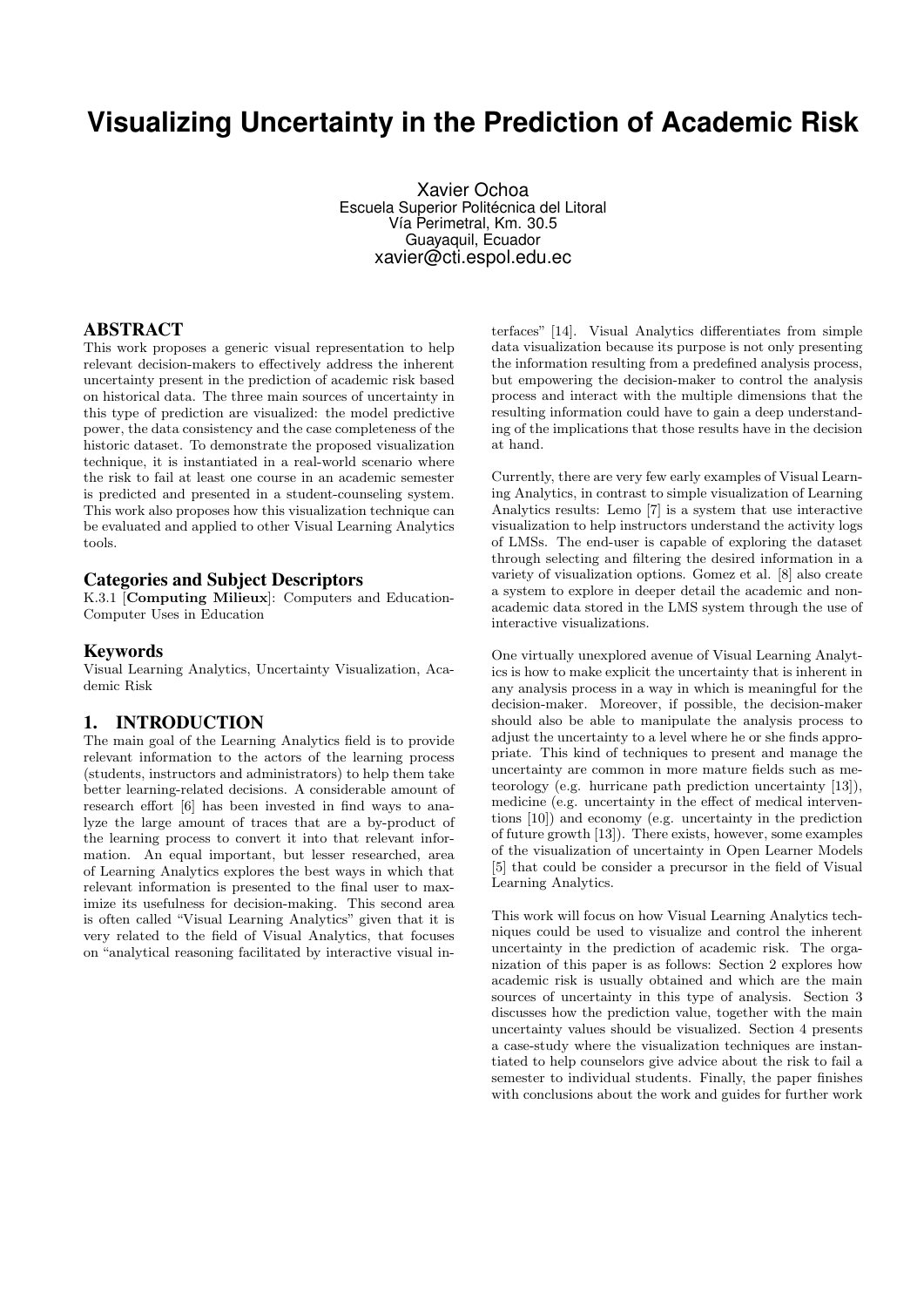# Visualizing Uncertainty in the Prediction of Academic Risk

Xavier Ochoa
Escuela Superior Politécnica del Litoral
Vía Perimetral, Km. 30.5
Guayaquil, Ecuador
xavier@cti.espol.edu.ec

## ABSTRACT

This work proposes a generic visual representation to help relevant decision-makers to effectively address the inherent uncertainty present in the prediction of academic risk based on historical data. The three main sources of uncertainty in this type of prediction are visualized: the model predictive power, the data consistency and the case completeness of the historic dataset. To demonstrate the proposed visualization technique, it is instantiated in a real-world scenario where the risk to fail at least one course in an academic semester is predicted and presented in a student-counseling system. This work also proposes how this visualization technique can be evaluated and applied to other Visual Learning Analytics tools.

## Categories and Subject Descriptors

K.3.1 [**Computing Milieux**]: Computers and Education-Computer Uses in Education

## Keywords

Visual Learning Analytics, Uncertainty Visualization, Academic Risk

## 1. INTRODUCTION

The main goal of the Learning Analytics field is to provide relevant information to the actors of the learning process (students, instructors and administrators) to help them take better learning-related decisions. A considerable amount of research effort [6] has been invested in find ways to analyze the large amount of traces that are a by-product of the learning process to convert it into that relevant information. An equal important, but lesser researched, area of Learning Analytics explores the best ways in which that relevant information is presented to the final user to maximize its usefulness for decision-making. This second area is often called "Visual Learning Analytics" given that it is very related to the field of Visual Analytics, that focuses on "analytical reasoning facilitated by interactive visual interfaces" [14]. Visual Analytics differentiates from simple data visualization because its purpose is not only presenting the information resulting from a predefined analysis process, but empowering the decision-maker to control the analysis process and interact with the multiple dimensions that the resulting information could have to gain a deep understanding of the implications that those results have in the decision at hand.

Currently, there are very few early examples of Visual Learning Analytics, in contrast to simple visualization of Learning Analytics results: Lemo [7] is a system that use interactive visualization to help instructors understand the activity logs of LMSs. The end-user is capable of exploring the dataset through selecting and filtering the desired information in a variety of visualization options. Gomez et al. [8] also create a system to explore in deeper detail the academic and non-academic data stored in the LMS system through the use of interactive visualizations.

One virtually unexplored avenue of Visual Learning Analytics is how to make explicit the uncertainty that is inherent in any analysis process in a way in which is meaningful for the decision-maker. Moreover, if possible, the decision-maker should also be able to manipulate the analysis process to adjust the uncertainty to a level where he or she finds appropriate. This kind of techniques to present and manage the uncertainty are common in more mature fields such as meteorology (e.g. hurricane path prediction uncertainty [13]), medicine (e.g. uncertainty in the effect of medical interventions [10]) and economy (e.g. uncertainty in the prediction of future growth [13]). There exists, however, some examples of the visualization of uncertainty in Open Learner Models [5] that could be consider a precursor in the field of Visual Learning Analytics.

This work will focus on how Visual Learning Analytics techniques could be used to visualize and control the inherent uncertainty in the prediction of academic risk. The organization of this paper is as follows: Section 2 explores how academic risk is usually obtained and which are the main sources of uncertainty in this type of analysis. Section 3 discusses how the prediction value, together with the main uncertainty values should be visualized. Section 4 presents a case-study where the visualization techniques are instantiated to help counselors give advice about the risk to fail a semester to individual students. Finally, the paper finishes with conclusions about the work and guides for further work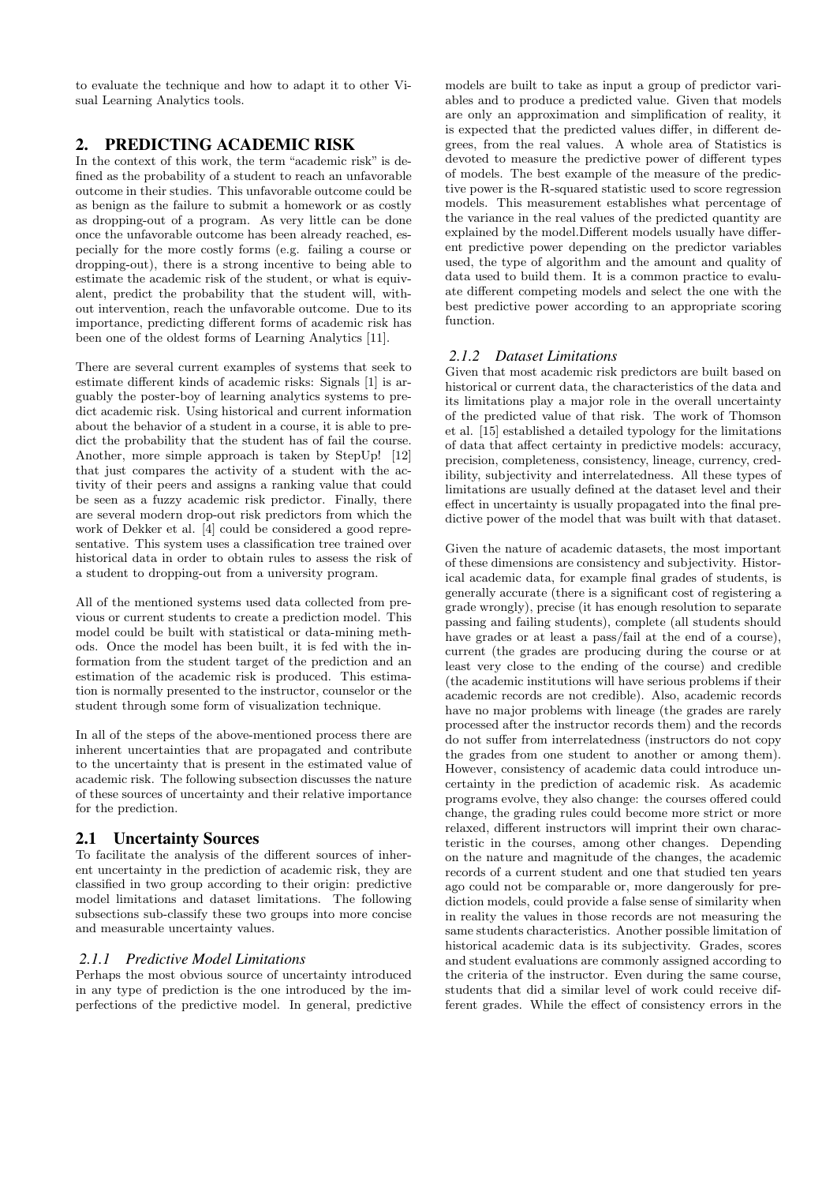to evaluate the technique and how to adapt it to other Visual Learning Analytics tools.

## 2. PREDICTING ACADEMIC RISK

In the context of this work, the term "academic risk" is defined as the probability of a student to reach an unfavorable outcome in their studies. This unfavorable outcome could be as benign as the failure to submit a homework or as costly as dropping-out of a program. As very little can be done once the unfavorable outcome has been already reached, especially for the more costly forms (e.g. failing a course or dropping-out), there is a strong incentive to being able to estimate the academic risk of the student, or what is equivalent, predict the probability that the student will, without intervention, reach the unfavorable outcome. Due to its importance, predicting different forms of academic risk has been one of the oldest forms of Learning Analytics [11].

There are several current examples of systems that seek to estimate different kinds of academic risks: Signals [1] is arguably the poster-boy of learning analytics systems to predict academic risk. Using historical and current information about the behavior of a student in a course, it is able to predict the probability that the student has of fail the course. Another, more simple approach is taken by StepUp! [12] that just compares the activity of a student with the activity of their peers and assigns a ranking value that could be seen as a fuzzy academic risk predictor. Finally, there are several modern drop-out risk predictors from which the work of Dekker et al. [4] could be considered a good representative. This system uses a classification tree trained over historical data in order to obtain rules to assess the risk of a student to dropping-out from a university program.

All of the mentioned systems used data collected from previous or current students to create a prediction model. This model could be built with statistical or data-mining methods. Once the model has been built, it is fed with the information from the student target of the prediction and an estimation of the academic risk is produced. This estimation is normally presented to the instructor, counselor or the student through some form of visualization technique.

In all of the steps of the above-mentioned process there are inherent uncertainties that are propagated and contribute to the uncertainty that is present in the estimated value of academic risk. The following subsection discusses the nature of these sources of uncertainty and their relative importance for the prediction.

### 2.1 Uncertainty Sources

To facilitate the analysis of the different sources of inherent uncertainty in the prediction of academic risk, they are classified in two group according to their origin: predictive model limitations and dataset limitations. The following subsections sub-classify these two groups into more concise and measurable uncertainty values.

#### *2.1.1 Predictive Model Limitations*

Perhaps the most obvious source of uncertainty introduced in any type of prediction is the one introduced by the imperfections of the predictive model. In general, predictive models are built to take as input a group of predictor variables and to produce a predicted value. Given that models are only an approximation and simplification of reality, it is expected that the predicted values differ, in different degrees, from the real values. A whole area of Statistics is devoted to measure the predictive power of different types of models. The best example of the measure of the predictive power is the R-squared statistic used to score regression models. This measurement establishes what percentage of the variance in the real values of the predicted quantity are explained by the model.Different models usually have different predictive power depending on the predictor variables used, the type of algorithm and the amount and quality of data used to build them. It is a common practice to evaluate different competing models and select the one with the best predictive power according to an appropriate scoring function.

#### *2.1.2 Dataset Limitations*

Given that most academic risk predictors are built based on historical or current data, the characteristics of the data and its limitations play a major role in the overall uncertainty of the predicted value of that risk. The work of Thomson et al. [15] established a detailed typology for the limitations of data that affect certainty in predictive models: accuracy, precision, completeness, consistency, lineage, currency, credibility, subjectivity and interrelatedness. All these types of limitations are usually defined at the dataset level and their effect in uncertainty is usually propagated into the final predictive power of the model that was built with that dataset.

Given the nature of academic datasets, the most important of these dimensions are consistency and subjectivity. Historical academic data, for example final grades of students, is generally accurate (there is a significant cost of registering a grade wrongly), precise (it has enough resolution to separate passing and failing students), complete (all students should have grades or at least a pass/fail at the end of a course), current (the grades are producing during the course or at least very close to the ending of the course) and credible (the academic institutions will have serious problems if their academic records are not credible). Also, academic records have no major problems with lineage (the grades are rarely processed after the instructor records them) and the records do not suffer from interrelatedness (instructors do not copy the grades from one student to another or among them). However, consistency of academic data could introduce uncertainty in the prediction of academic risk. As academic programs evolve, they also change: the courses offered could change, the grading rules could become more strict or more relaxed, different instructors will imprint their own characteristic in the courses, among other changes. Depending on the nature and magnitude of the changes, the academic records of a current student and one that studied ten years ago could not be comparable or, more dangerously for prediction models, could provide a false sense of similarity when in reality the values in those records are not measuring the same students characteristics. Another possible limitation of historical academic data is its subjectivity. Grades, scores and student evaluations are commonly assigned according to the criteria of the instructor. Even during the same course, students that did a similar level of work could receive different grades. While the effect of consistency errors in the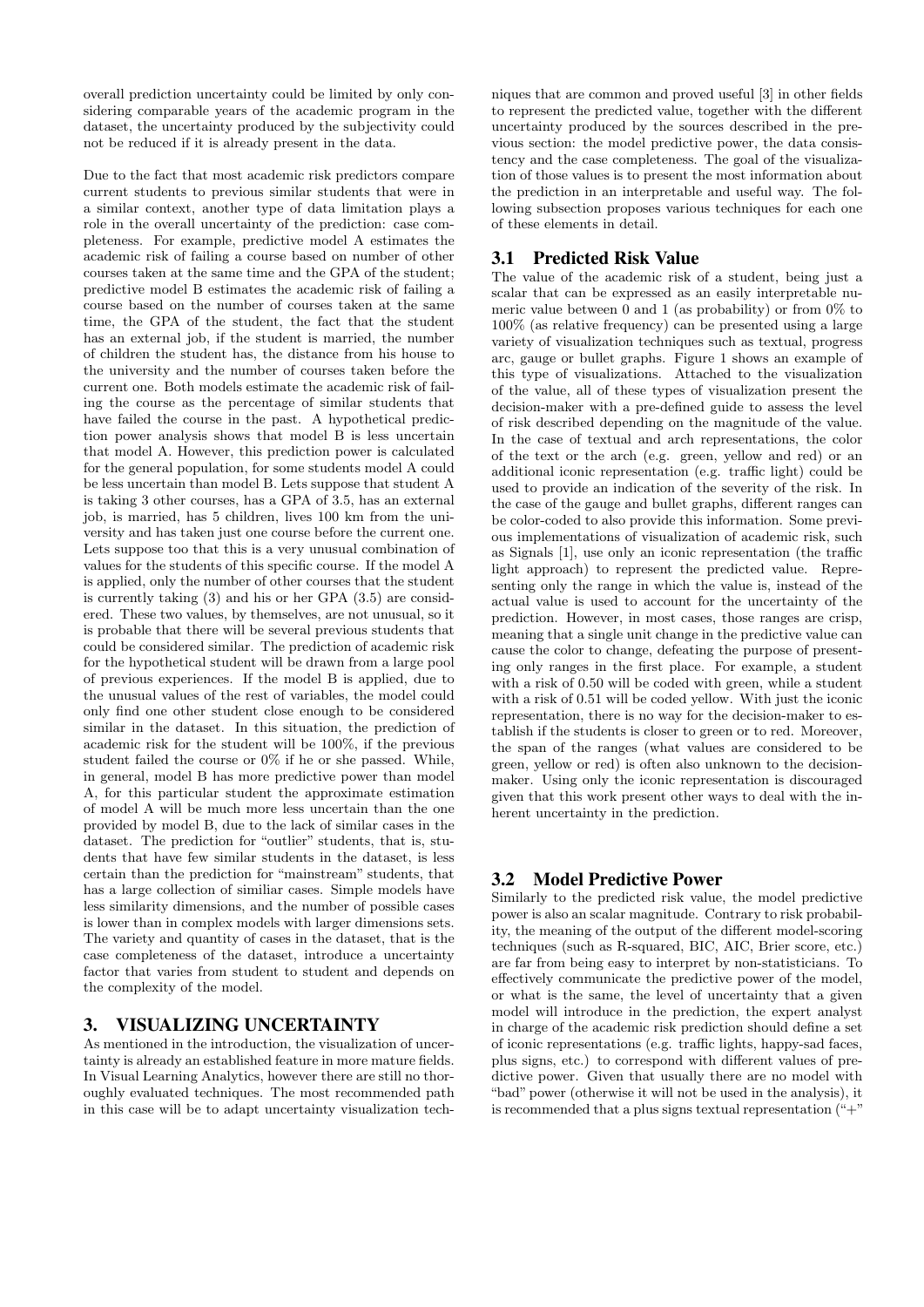overall prediction uncertainty could be limited by only considering comparable years of the academic program in the dataset, the uncertainty produced by the subjectivity could not be reduced if it is already present in the data.

Due to the fact that most academic risk predictors compare current students to previous similar students that were in a similar context, another type of data limitation plays a role in the overall uncertainty of the prediction: case completeness. For example, predictive model A estimates the academic risk of failing a course based on number of other courses taken at the same time and the GPA of the student; predictive model B estimates the academic risk of failing a course based on the number of courses taken at the same time, the GPA of the student, the fact that the student has an external job, if the student is married, the number of children the student has, the distance from his house to the university and the number of courses taken before the current one. Both models estimate the academic risk of failing the course as the percentage of similar students that have failed the course in the past. A hypothetical prediction power analysis shows that model B is less uncertain that model A. However, this prediction power is calculated for the general population, for some students model A could be less uncertain than model B. Lets suppose that student A is taking 3 other courses, has a GPA of 3.5, has an external job, is married, has 5 children, lives 100 km from the university and has taken just one course before the current one. Lets suppose too that this is a very unusual combination of values for the students of this specific course. If the model A is applied, only the number of other courses that the student is currently taking (3) and his or her GPA (3.5) are considered. These two values, by themselves, are not unusual, so it is probable that there will be several previous students that could be considered similar. The prediction of academic risk for the hypothetical student will be drawn from a large pool of previous experiences. If the model B is applied, due to the unusual values of the rest of variables, the model could only find one other student close enough to be considered similar in the dataset. In this situation, the prediction of academic risk for the student will be 100%, if the previous student failed the course or 0% if he or she passed. While, in general, model B has more predictive power than model A, for this particular student the approximate estimation of model A will be much more less uncertain than the one provided by model B, due to the lack of similar cases in the dataset. The prediction for "outlier" students, that is, students that have few similar students in the dataset, is less certain than the prediction for "mainstream" students, that has a large collection of similiar cases. Simple models have less similarity dimensions, and the number of possible cases is lower than in complex models with larger dimensions sets. The variety and quantity of cases in the dataset, that is the case completeness of the dataset, introduce a uncertainty factor that varies from student to student and depends on the complexity of the model.

## 3. VISUALIZING UNCERTAINTY

As mentioned in the introduction, the visualization of uncertainty is already an established feature in more mature fields. In Visual Learning Analytics, however there are still no thoroughly evaluated techniques. The most recommended path in this case will be to adapt uncertainty visualization techniques that are common and proved useful [3] in other fields to represent the predicted value, together with the different uncertainty produced by the sources described in the previous section: the model predictive power, the data consistency and the case completeness. The goal of the visualization of those values is to present the most information about the prediction in an interpretable and useful way. The following subsection proposes various techniques for each one of these elements in detail.

### 3.1 Predicted Risk Value

The value of the academic risk of a student, being just a scalar that can be expressed as an easily interpretable numeric value between 0 and 1 (as probability) or from 0% to 100% (as relative frequency) can be presented using a large variety of visualization techniques such as textual, progress arc, gauge or bullet graphs. Figure 1 shows an example of this type of visualizations. Attached to the visualization of the value, all of these types of visualization present the decision-maker with a pre-defined guide to assess the level of risk described depending on the magnitude of the value. In the case of textual and arch representations, the color of the text or the arch (e.g. green, yellow and red) or an additional iconic representation (e.g. traffic light) could be used to provide an indication of the severity of the risk. In the case of the gauge and bullet graphs, different ranges can be color-coded to also provide this information. Some previous implementations of visualization of academic risk, such as Signals [1], use only an iconic representation (the traffic light approach) to represent the predicted value. Representing only the range in which the value is, instead of the actual value is used to account for the uncertainty of the prediction. However, in most cases, those ranges are crisp, meaning that a single unit change in the predictive value can cause the color to change, defeating the purpose of presenting only ranges in the first place. For example, a student with a risk of 0.50 will be coded with green, while a student with a risk of 0.51 will be coded yellow. With just the iconic representation, there is no way for the decision-maker to establish if the students is closer to green or to red. Moreover, the span of the ranges (what values are considered to be green, yellow or red) is often also unknown to the decision-maker. Using only the iconic representation is discouraged given that this work present other ways to deal with the inherent uncertainty in the prediction.

### 3.2 Model Predictive Power

Similarly to the predicted risk value, the model predictive power is also an scalar magnitude. Contrary to risk probability, the meaning of the output of the different model-scoring techniques (such as R-squared, BIC, AIC, Brier score, etc.) are far from being easy to interpret by non-statisticians. To effectively communicate the predictive power of the model, or what is the same, the level of uncertainty that a given model will introduce in the prediction, the expert analyst in charge of the academic risk prediction should define a set of iconic representations (e.g. traffic lights, happy-sad faces, plus signs, etc.) to correspond with different values of predictive power. Given that usually there are no model with "bad" power (otherwise it will not be used in the analysis), it is recommended that a plus signs textual representation ("+"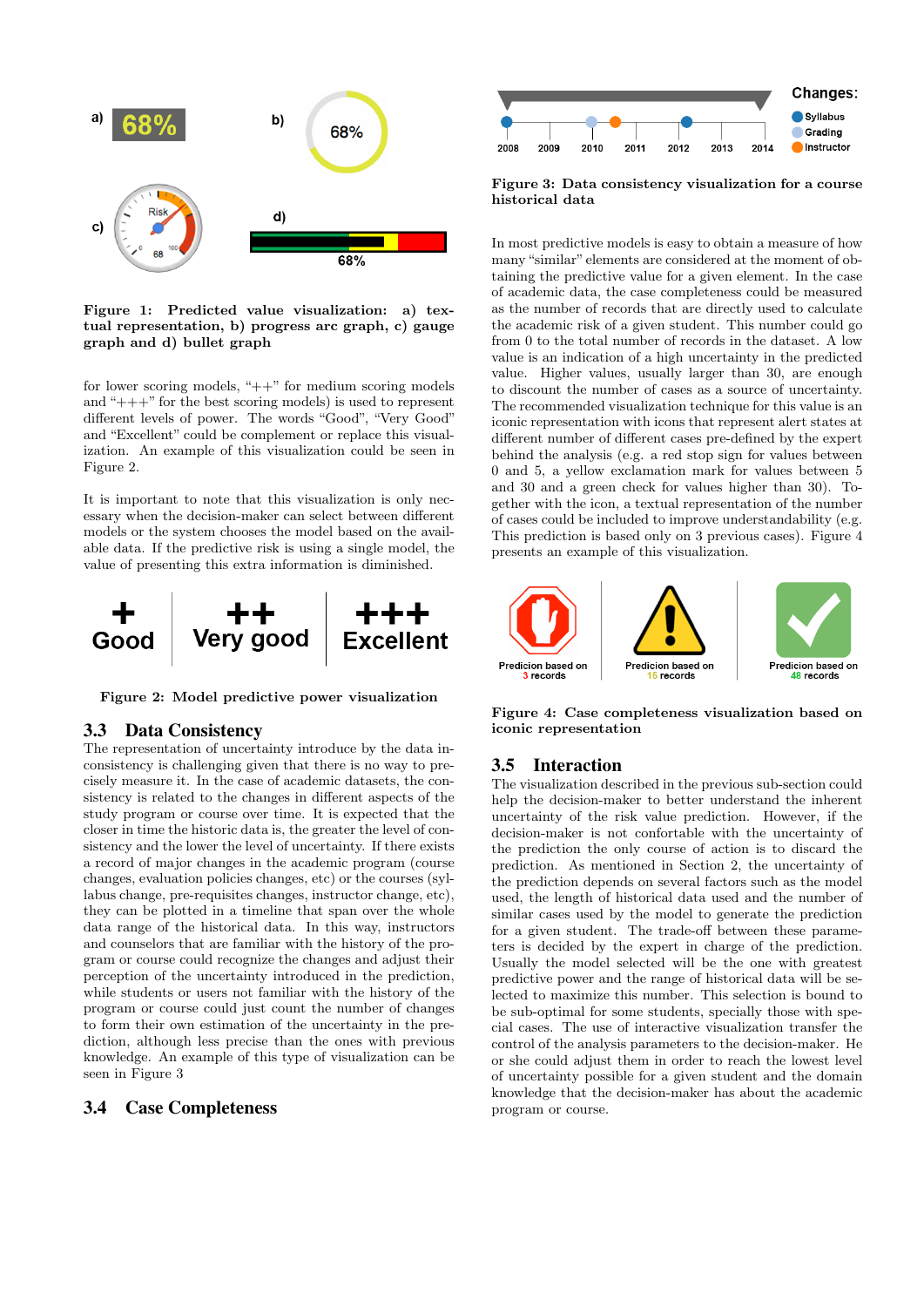**Figure 1: Predicted value visualization: a) textual representation, b) progress arc graph, c) gauge graph and d) bullet graph**

for lower scoring models, "++" for medium scoring models and "+++" for the best scoring models) is used to represent different levels of power. The words "Good", "Very Good" and "Excellent" could be complement or replace this visualization. An example of this visualization could be seen in Figure 2.

It is important to note that this visualization is only necessary when the decision-maker can select between different models or the system chooses the model based on the available data. If the predictive risk is using a single model, the value of presenting this extra information is diminished.

**Figure 2: Model predictive power visualization**

### 3.3 Data Consistency

The representation of uncertainty introduce by the data inconsistency is challenging given that there is no way to precisely measure it. In the case of academic datasets, the consistency is related to the changes in different aspects of the study program or course over time. It is expected that the closer in time the historic data is, the greater the level of consistency and the lower the level of uncertainty. If there exists a record of major changes in the academic program (course changes, evaluation policies changes, etc) or the courses (syllabus change, pre-requisites changes, instructor change, etc), they can be plotted in a timeline that span over the whole data range of the historical data. In this way, instructors and counselors that are familiar with the history of the program or course could recognize the changes and adjust their perception of the uncertainty introduced in the prediction, while students or users not familiar with the history of the program or course could just count the number of changes to form their own estimation of the uncertainty in the prediction, although less precise than the ones with previous knowledge. An example of this type of visualization can be seen in Figure 3

### 3.4 Case Completeness

**Figure 3: Data consistency visualization for a course historical data**

In most predictive models is easy to obtain a measure of how many "similar" elements are considered at the moment of obtaining the predictive value for a given element. In the case of academic data, the case completeness could be measured as the number of records that are directly used to calculate the academic risk of a given student. This number could go from 0 to the total number of records in the dataset. A low value is an indication of a high uncertainty in the predicted value. Higher values, usually larger than 30, are enough to discount the number of cases as a source of uncertainty. The recommended visualization technique for this value is an iconic representation with icons that represent alert states at different number of different cases pre-defined by the expert behind the analysis (e.g. a red stop sign for values between 0 and 5, a yellow exclamation mark for values between 5 and 30 and a green check for values higher than 30). Together with the icon, a textual representation of the number of cases could be included to improve understandability (e.g. This prediction is based only on 3 previous cases). Figure 4 presents an example of this visualization.

**Figure 4: Case completeness visualization based on iconic representation**

### 3.5 Interaction

The visualization described in the previous sub-section could help the decision-maker to better understand the inherent uncertainty of the risk value prediction. However, if the decision-maker is not confortable with the uncertainty of the prediction the only course of action is to discard the prediction. As mentioned in Section 2, the uncertainty of the prediction depends on several factors such as the model used, the length of historical data used and the number of similar cases used by the model to generate the prediction for a given student. The trade-off between these parameters is decided by the expert in charge of the prediction. Usually the model selected will be the one with greatest predictive power and the range of historical data will be selected to maximize this number. This selection is bound to be sub-optimal for some students, specially those with special cases. The use of interactive visualization transfer the control of the analysis parameters to the decision-maker. He or she could adjust them in order to reach the lowest level of uncertainty possible for a given student and the domain knowledge that the decision-maker has about the academic program or course.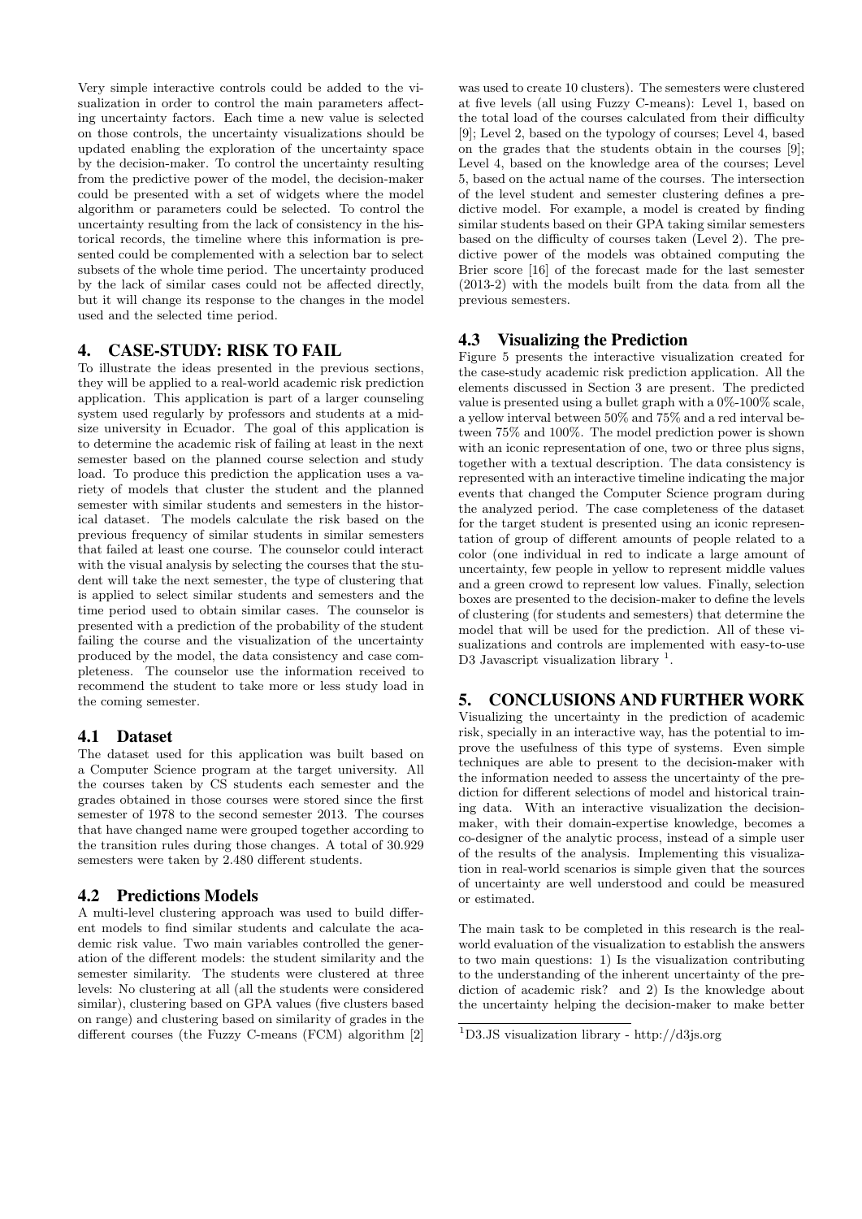Very simple interactive controls could be added to the visualization in order to control the main parameters affecting uncertainty factors. Each time a new value is selected on those controls, the uncertainty visualizations should be updated enabling the exploration of the uncertainty space by the decision-maker. To control the uncertainty resulting from the predictive power of the model, the decision-maker could be presented with a set of widgets where the model algorithm or parameters could be selected. To control the uncertainty resulting from the lack of consistency in the historical records, the timeline where this information is presented could be complemented with a selection bar to select subsets of the whole time period. The uncertainty produced by the lack of similar cases could not be affected directly, but it will change its response to the changes in the model used and the selected time period.

## 4. CASE-STUDY: RISK TO FAIL

To illustrate the ideas presented in the previous sections, they will be applied to a real-world academic risk prediction application. This application is part of a larger counseling system used regularly by professors and students at a mid-size university in Ecuador. The goal of this application is to determine the academic risk of failing at least in the next semester based on the planned course selection and study load. To produce this prediction the application uses a variety of models that cluster the student and the planned semester with similar students and semesters in the historical dataset. The models calculate the risk based on the previous frequency of similar students in similar semesters that failed at least one course. The counselor could interact with the visual analysis by selecting the courses that the student will take the next semester, the type of clustering that is applied to select similar students and semesters and the time period used to obtain similar cases. The counselor is presented with a prediction of the probability of the student failing the course and the visualization of the uncertainty produced by the model, the data consistency and case completeness. The counselor use the information received to recommend the student to take more or less study load in the coming semester.

### 4.1 Dataset

The dataset used for this application was built based on a Computer Science program at the target university. All the courses taken by CS students each semester and the grades obtained in those courses were stored since the first semester of 1978 to the second semester 2013. The courses that have changed name were grouped together according to the transition rules during those changes. A total of 30.929 semesters were taken by 2.480 different students.

### 4.2 Predictions Models

A multi-level clustering approach was used to build different models to find similar students and calculate the academic risk value. Two main variables controlled the generation of the different models: the student similarity and the semester similarity. The students were clustered at three levels: No clustering at all (all the students were considered similar), clustering based on GPA values (five clusters based on range) and clustering based on similarity of grades in the different courses (the Fuzzy C-means (FCM) algorithm [2] was used to create 10 clusters). The semesters were clustered at five levels (all using Fuzzy C-means): Level 1, based on the total load of the courses calculated from their difficulty [9]; Level 2, based on the typology of courses; Level 4, based on the grades that the students obtain in the courses [9]; Level 4, based on the knowledge area of the courses; Level 5, based on the actual name of the courses. The intersection of the level student and semester clustering defines a predictive model. For example, a model is created by finding similar students based on their GPA taking similar semesters based on the difficulty of courses taken (Level 2). The predictive power of the models was obtained computing the Brier score [16] of the forecast made for the last semester (2013-2) with the models built from the data from all the previous semesters.

### 4.3 Visualizing the Prediction

Figure 5 presents the interactive visualization created for the case-study academic risk prediction application. All the elements discussed in Section 3 are present. The predicted value is presented using a bullet graph with a 0%-100% scale, a yellow interval between 50% and 75% and a red interval between 75% and 100%. The model prediction power is shown with an iconic representation of one, two or three plus signs, together with a textual description. The data consistency is represented with an interactive timeline indicating the major events that changed the Computer Science program during the analyzed period. The case completeness of the dataset for the target student is presented using an iconic representation of group of different amounts of people related to a color (one individual in red to indicate a large amount of uncertainty, few people in yellow to represent middle values and a green crowd to represent low values. Finally, selection boxes are presented to the decision-maker to define the levels of clustering (for students and semesters) that determine the model that will be used for the prediction. All of these visualizations and controls are implemented with easy-to-use D3 Javascript visualization library [1].

## 5. CONCLUSIONS AND FURTHER WORK

Visualizing the uncertainty in the prediction of academic risk, specially in an interactive way, has the potential to improve the usefulness of this type of systems. Even simple techniques are able to present to the decision-maker with the information needed to assess the uncertainty of the prediction for different selections of model and historical training data. With an interactive visualization the decision-maker, with their domain-expertise knowledge, becomes a co-designer of the analytic process, instead of a simple user of the results of the analysis. Implementing this visualization in real-world scenarios is simple given that the sources of uncertainty are well understood and could be measured or estimated.

The main task to be completed in this research is the real-world evaluation of the visualization to establish the answers to two main questions: 1) Is the visualization contributing to the understanding of the inherent uncertainty of the prediction of academic risk? and 2) Is the knowledge about the uncertainty helping the decision-maker to make better

[1] D3.JS visualization library - http://d3js.org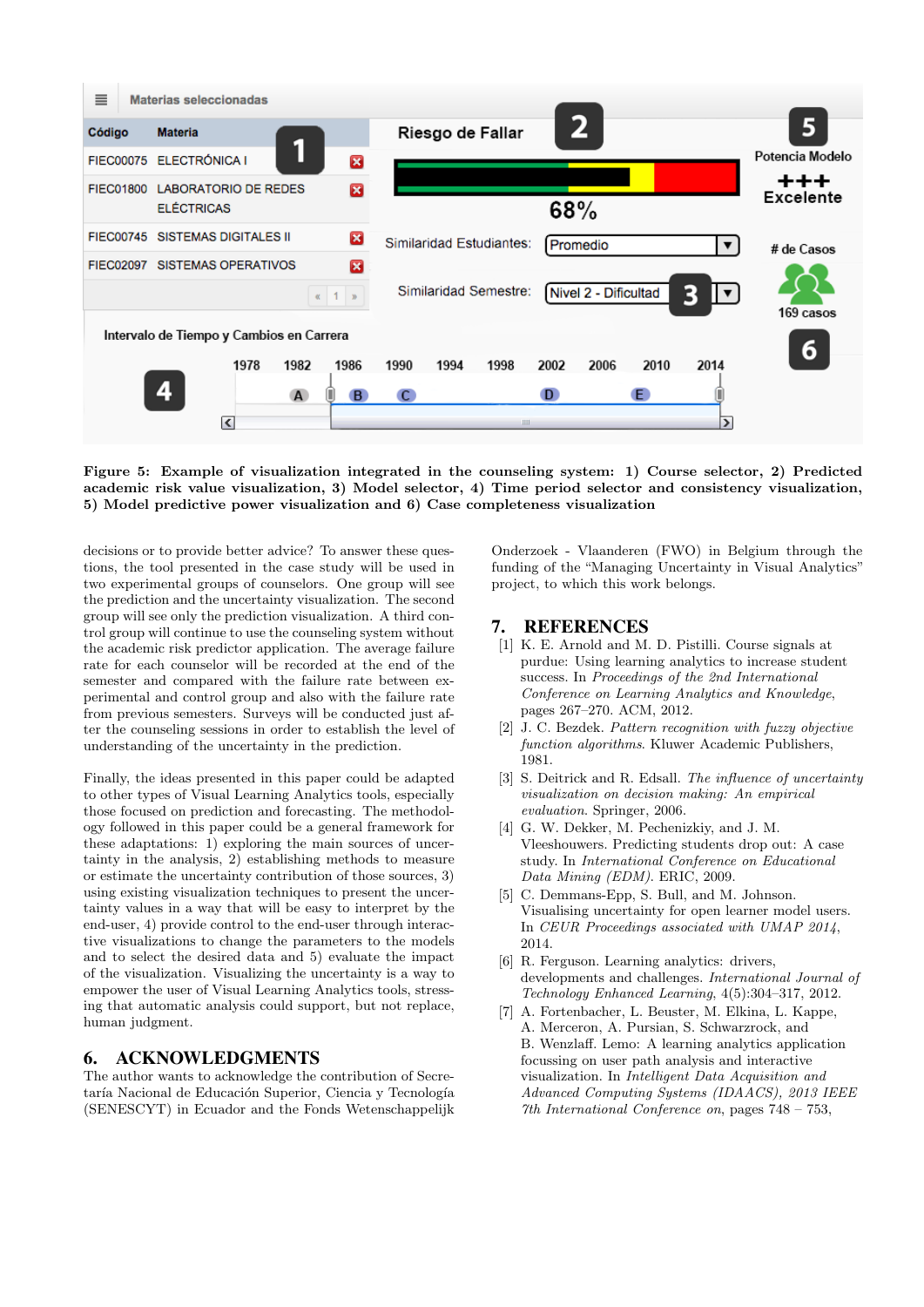**Figure 5: Example of visualization integrated in the counseling system: 1) Course selector, 2) Predicted academic risk value visualization, 3) Model selector, 4) Time period selector and consistency visualization, 5) Model predictive power visualization and 6) Case completeness visualization**

decisions or to provide better advice? To answer these questions, the tool presented in the case study will be used in two experimental groups of counselors. One group will see the prediction and the uncertainty visualization. The second group will see only the prediction visualization. A third control group will continue to use the counseling system without the academic risk predictor application. The average failure rate for each counselor will be recorded at the end of the semester and compared with the failure rate between experimental and control group and also with the failure rate from previous semesters. Surveys will be conducted just after the counseling sessions in order to establish the level of understanding of the uncertainty in the prediction.

Finally, the ideas presented in this paper could be adapted to other types of Visual Learning Analytics tools, especially those focused on prediction and forecasting. The methodology followed in this paper could be a general framework for these adaptations: 1) exploring the main sources of uncertainty in the analysis, 2) establishing methods to measure or estimate the uncertainty contribution of those sources, 3) using existing visualization techniques to present the uncertainty values in a way that will be easy to interpret by the end-user, 4) provide control to the end-user through interactive visualizations to change the parameters to the models and to select the desired data and 5) evaluate the impact of the visualization. Visualizing the uncertainty is a way to empower the user of Visual Learning Analytics tools, stressing that automatic analysis could support, but not replace, human judgment.

## 6. ACKNOWLEDGMENTS

The author wants to acknowledge the contribution of Secretaría Nacional de Educación Superior, Ciencia y Tecnología (SENESCYT) in Ecuador and the Fonds Wetenschappelijk Onderzoek - Vlaanderen (FWO) in Belgium through the funding of the "Managing Uncertainty in Visual Analytics" project, to which this work belongs.

## 7. REFERENCES

[1] K. E. Arnold and M. D. Pistilli. Course signals at purdue: Using learning analytics to increase student success. In *Proceedings of the 2nd International Conference on Learning Analytics and Knowledge*, pages 267–270. ACM, 2012.

[2] J. C. Bezdek. *Pattern recognition with fuzzy objective function algorithms*. Kluwer Academic Publishers, 1981.

[3] S. Deitrick and R. Edsall. *The influence of uncertainty visualization on decision making: An empirical evaluation*. Springer, 2006.

[4] G. W. Dekker, M. Pechenizkiy, and J. M. Vleeshouwers. Predicting students drop out: A case study. In *International Conference on Educational Data Mining (EDM)*. ERIC, 2009.

[5] C. Demmans-Epp, S. Bull, and M. Johnson. Visualising uncertainty for open learner model users. In *CEUR Proceedings associated with UMAP 2014*, 2014.

[6] R. Ferguson. Learning analytics: drivers, developments and challenges. *International Journal of Technology Enhanced Learning*, 4(5):304–317, 2012.

[7] A. Fortenbacher, L. Beuster, M. Elkina, L. Kappe, A. Merceron, A. Pursian, S. Schwarzrock, and B. Wenzlaff. Lemo: A learning analytics application focussing on user path analysis and interactive visualization. In *Intelligent Data Acquisition and Advanced Computing Systems (IDAACS), 2013 IEEE 7th International Conference on*, pages 748 – 753,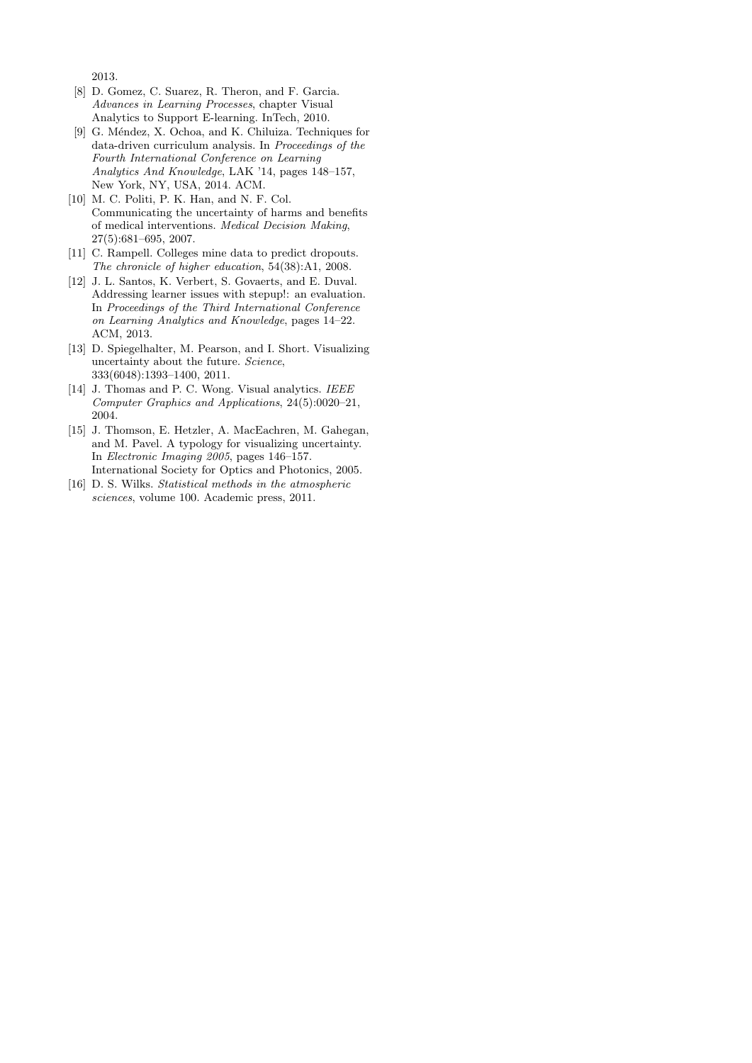2013.

[8] D. Gomez, C. Suarez, R. Theron, and F. Garcia. *Advances in Learning Processes*, chapter Visual Analytics to Support E-learning. InTech, 2010.

[9] G. Méndez, X. Ochoa, and K. Chiluiza. Techniques for data-driven curriculum analysis. In *Proceedings of the Fourth International Conference on Learning Analytics And Knowledge*, LAK '14, pages 148–157, New York, NY, USA, 2014. ACM.

[10] M. C. Politi, P. K. Han, and N. F. Col. Communicating the uncertainty of harms and benefits of medical interventions. *Medical Decision Making*, 27(5):681–695, 2007.

[11] C. Rampell. Colleges mine data to predict dropouts. *The chronicle of higher education*, 54(38):A1, 2008.

[12] J. L. Santos, K. Verbert, S. Govaerts, and E. Duval. Addressing learner issues with stepup!: an evaluation. In *Proceedings of the Third International Conference on Learning Analytics and Knowledge*, pages 14–22. ACM, 2013.

[13] D. Spiegelhalter, M. Pearson, and I. Short. Visualizing uncertainty about the future. *Science*, 333(6048):1393–1400, 2011.

[14] J. Thomas and P. C. Wong. Visual analytics. *IEEE Computer Graphics and Applications*, 24(5):0020–21, 2004.

[15] J. Thomson, E. Hetzler, A. MacEachren, M. Gahegan, and M. Pavel. A typology for visualizing uncertainty. In *Electronic Imaging 2005*, pages 146–157. International Society for Optics and Photonics, 2005.

[16] D. S. Wilks. *Statistical methods in the atmospheric sciences*, volume 100. Academic press, 2011.